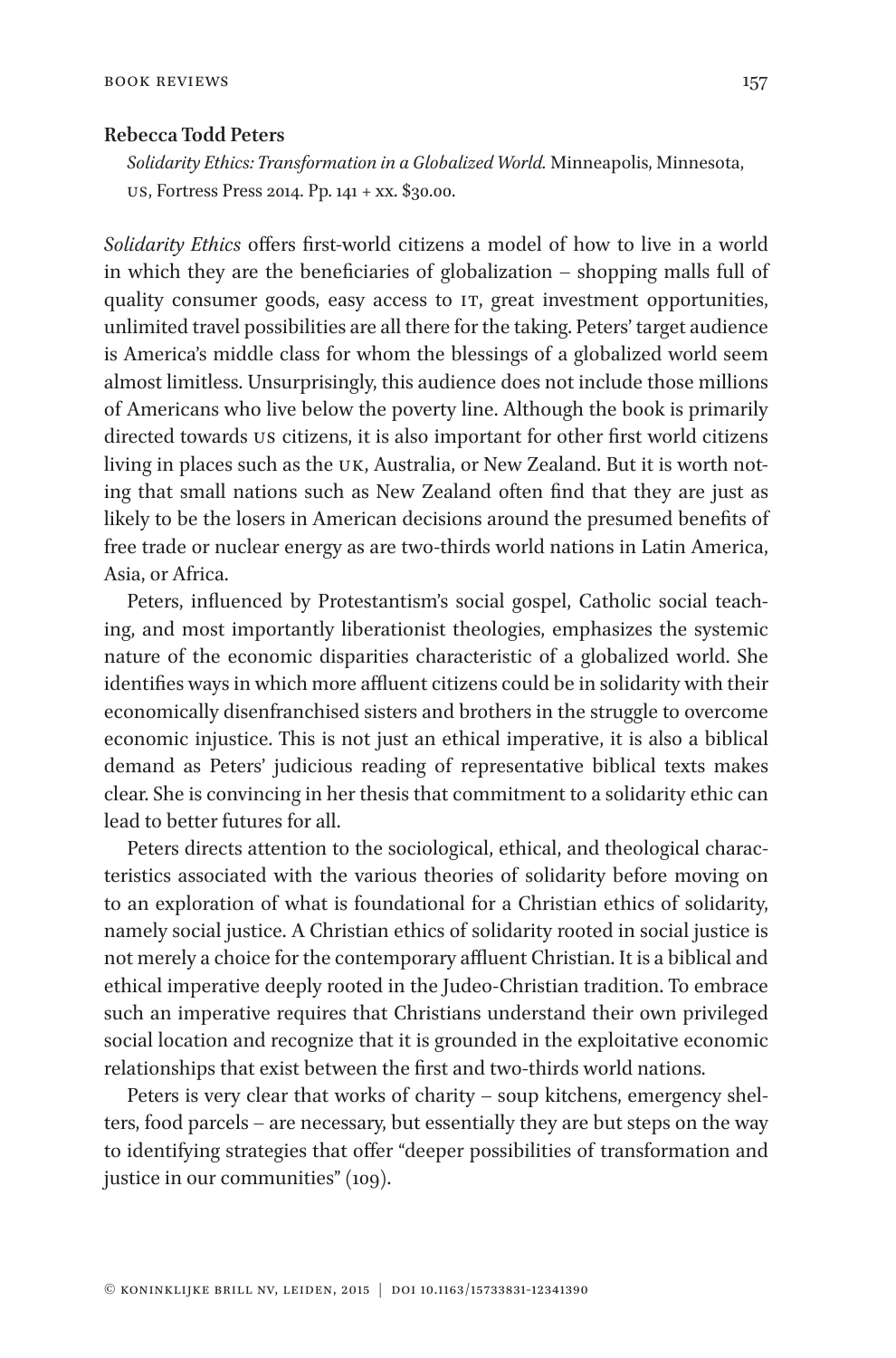**Rebecca Todd Peters**

*Solidarity Ethics: Transformation in a Globalized World.* Minneapolis, Minnesota, US, Fortress Press 2014. Pp. 141 + xx. $30.00.

*Solidarity Ethics* offers first-world citizens a model of how to live in a world in which they are the beneficiaries of globalization – shopping malls full of quality consumer goods, easy access to IT, great investment opportunities, unlimited travel possibilities are all there for the taking. Peters' target audience is America's middle class for whom the blessings of a globalized world seem almost limitless. Unsurprisingly, this audience does not include those millions of Americans who live below the poverty line. Although the book is primarily directed towards US citizens, it is also important for other first world citizens living in places such as the UK, Australia, or New Zealand. But it is worth noting that small nations such as New Zealand often find that they are just as likely to be the losers in American decisions around the presumed benefits of free trade or nuclear energy as are two-thirds world nations in Latin America, Asia, or Africa.

Peters, influenced by Protestantism's social gospel, Catholic social teaching, and most importantly liberationist theologies, emphasizes the systemic nature of the economic disparities characteristic of a globalized world. She identifies ways in which more affluent citizens could be in solidarity with their economically disenfranchised sisters and brothers in the struggle to overcome economic injustice. This is not just an ethical imperative, it is also a biblical demand as Peters' judicious reading of representative biblical texts makes clear. She is convincing in her thesis that commitment to a solidarity ethic can lead to better futures for all.

Peters directs attention to the sociological, ethical, and theological characteristics associated with the various theories of solidarity before moving on to an exploration of what is foundational for a Christian ethics of solidarity, namely social justice. A Christian ethics of solidarity rooted in social justice is not merely a choice for the contemporary affluent Christian. It is a biblical and ethical imperative deeply rooted in the Judeo-Christian tradition. To embrace such an imperative requires that Christians understand their own privileged social location and recognize that it is grounded in the exploitative economic relationships that exist between the first and two-thirds world nations.

Peters is very clear that works of charity – soup kitchens, emergency shelters, food parcels – are necessary, but essentially they are but steps on the way to identifying strategies that offer "deeper possibilities of transformation and justice in our communities" (109).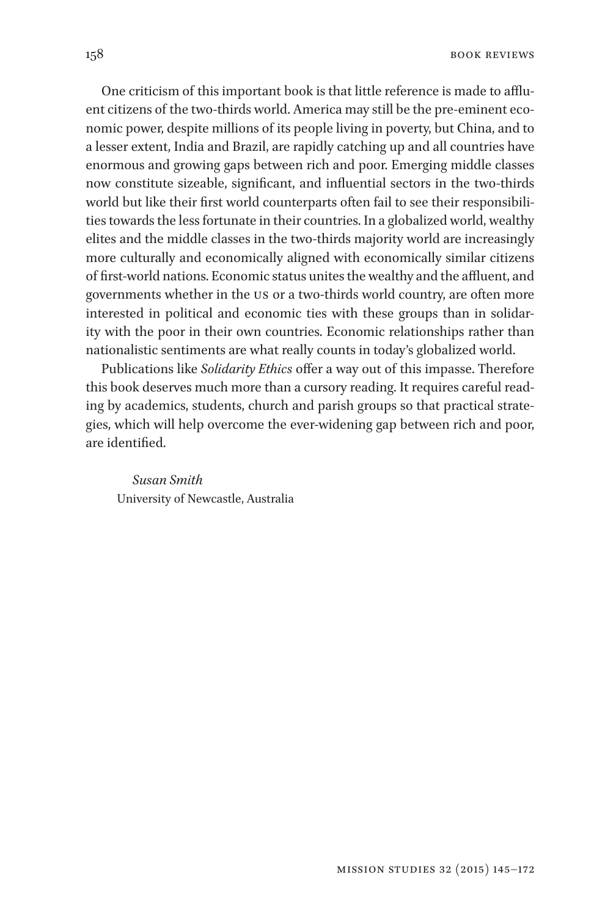One criticism of this important book is that little reference is made to affluent citizens of the two-thirds world. America may still be the pre-eminent economic power, despite millions of its people living in poverty, but China, and to a lesser extent, India and Brazil, are rapidly catching up and all countries have enormous and growing gaps between rich and poor. Emerging middle classes now constitute sizeable, significant, and influential sectors in the two-thirds world but like their first world counterparts often fail to see their responsibilities towards the less fortunate in their countries. In a globalized world, wealthy elites and the middle classes in the two-thirds majority world are increasingly more culturally and economically aligned with economically similar citizens of first-world nations. Economic status unites the wealthy and the affluent, and governments whether in the US or a two-thirds world country, are often more interested in political and economic ties with these groups than in solidarity with the poor in their own countries. Economic relationships rather than nationalistic sentiments are what really counts in today's globalized world.

Publications like *Solidarity Ethics* offer a way out of this impasse. Therefore this book deserves much more than a cursory reading. It requires careful reading by academics, students, church and parish groups so that practical strategies, which will help overcome the ever-widening gap between rich and poor, are identified.

*Susan Smith*
University of Newcastle, Australia